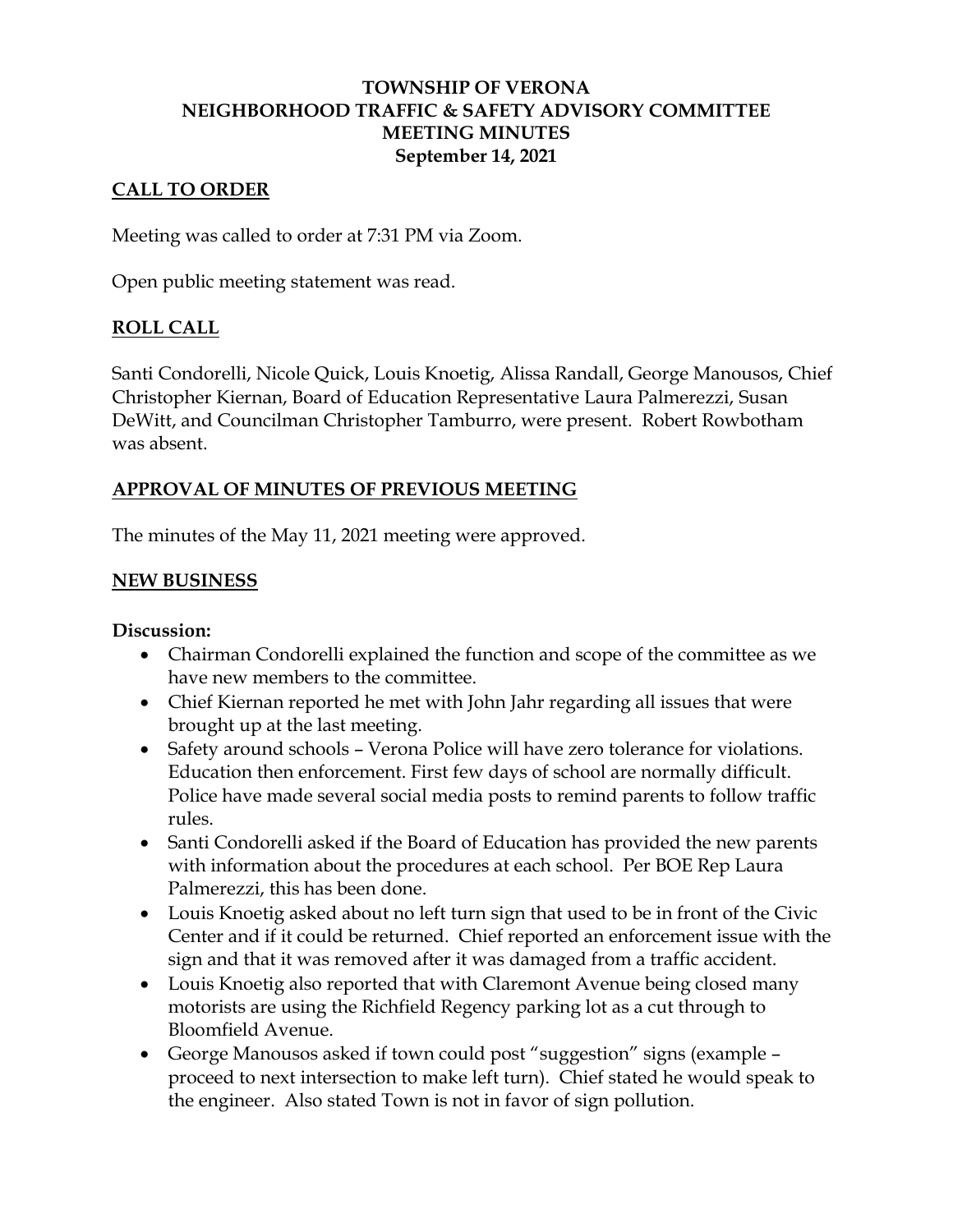# TOWNSHIP OF VERONA
# NEIGHBORHOOD TRAFFIC & SAFETY ADVISORY COMMITTEE
# MEETING MINUTES
**September 14, 2021**

## CALL TO ORDER

Meeting was called to order at 7:31 PM via Zoom.

Open public meeting statement was read.

## ROLL CALL

Santi Condorelli, Nicole Quick, Louis Knoetig, Alissa Randall, George Manousos, Chief Christopher Kiernan, Board of Education Representative Laura Palmerezzi, Susan DeWitt, and Councilman Christopher Tamburro, were present. Robert Rowbotham was absent.

## APPROVAL OF MINUTES OF PREVIOUS MEETING

The minutes of the May 11, 2021 meeting were approved.

## NEW BUSINESS

**Discussion:**

- Chairman Condorelli explained the function and scope of the committee as we have new members to the committee.
- Chief Kiernan reported he met with John Jahr regarding all issues that were brought up at the last meeting.
- Safety around schools – Verona Police will have zero tolerance for violations. Education then enforcement. First few days of school are normally difficult. Police have made several social media posts to remind parents to follow traffic rules.
- Santi Condorelli asked if the Board of Education has provided the new parents with information about the procedures at each school. Per BOE Rep Laura Palmerezzi, this has been done.
- Louis Knoetig asked about no left turn sign that used to be in front of the Civic Center and if it could be returned. Chief reported an enforcement issue with the sign and that it was removed after it was damaged from a traffic accident.
- Louis Knoetig also reported that with Claremont Avenue being closed many motorists are using the Richfield Regency parking lot as a cut through to Bloomfield Avenue.
- George Manousos asked if town could post "suggestion" signs (example – proceed to next intersection to make left turn). Chief stated he would speak to the engineer. Also stated Town is not in favor of sign pollution.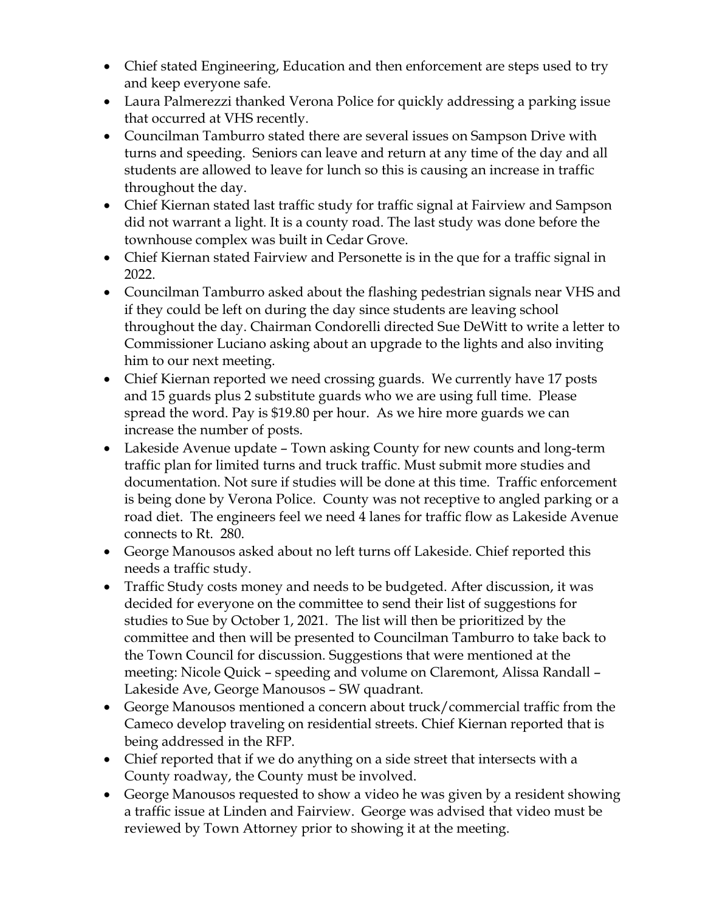- Chief stated Engineering, Education and then enforcement are steps used to try and keep everyone safe.
- Laura Palmerezzi thanked Verona Police for quickly addressing a parking issue that occurred at VHS recently.
- Councilman Tamburro stated there are several issues on Sampson Drive with turns and speeding. Seniors can leave and return at any time of the day and all students are allowed to leave for lunch so this is causing an increase in traffic throughout the day.
- Chief Kiernan stated last traffic study for traffic signal at Fairview and Sampson did not warrant a light. It is a county road. The last study was done before the townhouse complex was built in Cedar Grove.
- Chief Kiernan stated Fairview and Personette is in the que for a traffic signal in 2022.
- Councilman Tamburro asked about the flashing pedestrian signals near VHS and if they could be left on during the day since students are leaving school throughout the day. Chairman Condorelli directed Sue DeWitt to write a letter to Commissioner Luciano asking about an upgrade to the lights and also inviting him to our next meeting.
- Chief Kiernan reported we need crossing guards. We currently have 17 posts and 15 guards plus 2 substitute guards who we are using full time. Please spread the word. Pay is $19.80 per hour. As we hire more guards we can increase the number of posts.
- Lakeside Avenue update – Town asking County for new counts and long-term traffic plan for limited turns and truck traffic. Must submit more studies and documentation. Not sure if studies will be done at this time. Traffic enforcement is being done by Verona Police. County was not receptive to angled parking or a road diet. The engineers feel we need 4 lanes for traffic flow as Lakeside Avenue connects to Rt. 280.
- George Manousos asked about no left turns off Lakeside. Chief reported this needs a traffic study.
- Traffic Study costs money and needs to be budgeted. After discussion, it was decided for everyone on the committee to send their list of suggestions for studies to Sue by October 1, 2021. The list will then be prioritized by the committee and then will be presented to Councilman Tamburro to take back to the Town Council for discussion. Suggestions that were mentioned at the meeting: Nicole Quick – speeding and volume on Claremont, Alissa Randall – Lakeside Ave, George Manousos – SW quadrant.
- George Manousos mentioned a concern about truck/commercial traffic from the Cameco develop traveling on residential streets. Chief Kiernan reported that is being addressed in the RFP.
- Chief reported that if we do anything on a side street that intersects with a County roadway, the County must be involved.
- George Manousos requested to show a video he was given by a resident showing a traffic issue at Linden and Fairview. George was advised that video must be reviewed by Town Attorney prior to showing it at the meeting.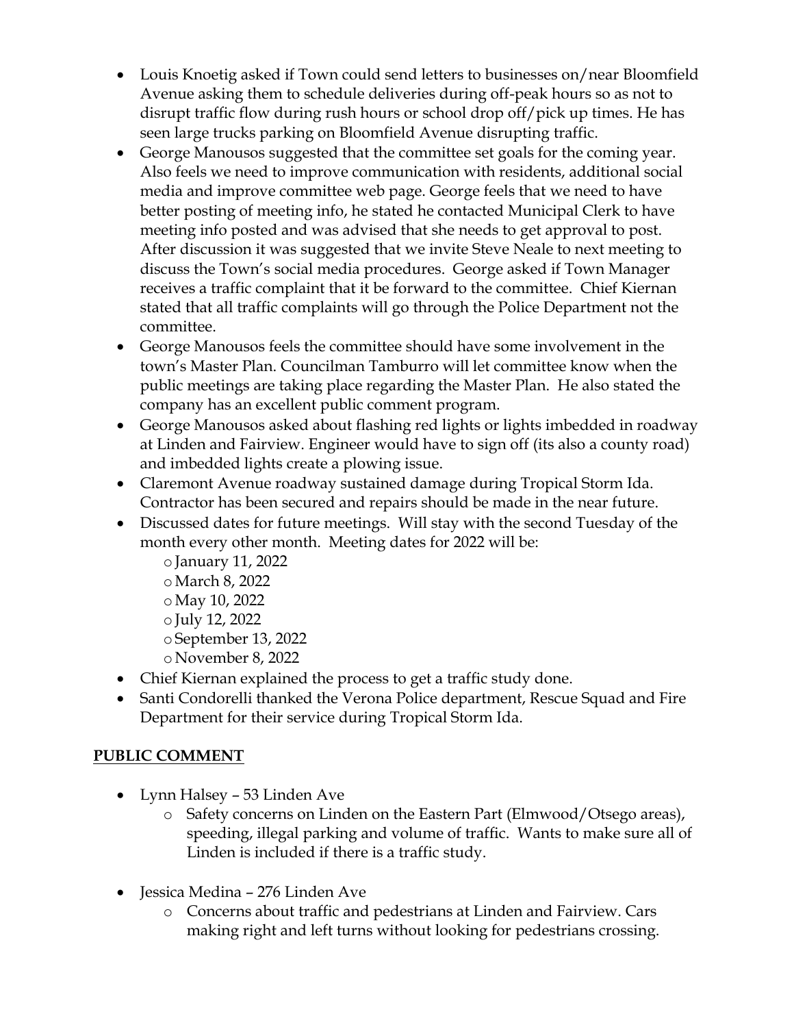- Louis Knoetig asked if Town could send letters to businesses on/near Bloomfield Avenue asking them to schedule deliveries during off-peak hours so as not to disrupt traffic flow during rush hours or school drop off/pick up times. He has seen large trucks parking on Bloomfield Avenue disrupting traffic.
- George Manousos suggested that the committee set goals for the coming year. Also feels we need to improve communication with residents, additional social media and improve committee web page. George feels that we need to have better posting of meeting info, he stated he contacted Municipal Clerk to have meeting info posted and was advised that she needs to get approval to post. After discussion it was suggested that we invite Steve Neale to next meeting to discuss the Town's social media procedures. George asked if Town Manager receives a traffic complaint that it be forward to the committee. Chief Kiernan stated that all traffic complaints will go through the Police Department not the committee.
- George Manousos feels the committee should have some involvement in the town's Master Plan. Councilman Tamburro will let committee know when the public meetings are taking place regarding the Master Plan. He also stated the company has an excellent public comment program.
- George Manousos asked about flashing red lights or lights imbedded in roadway at Linden and Fairview. Engineer would have to sign off (its also a county road) and imbedded lights create a plowing issue.
- Claremont Avenue roadway sustained damage during Tropical Storm Ida. Contractor has been secured and repairs should be made in the near future.
- Discussed dates for future meetings. Will stay with the second Tuesday of the month every other month. Meeting dates for 2022 will be:
  - January 11, 2022
  - March 8, 2022
  - May 10, 2022
  - July 12, 2022
  - September 13, 2022
  - November 8, 2022
- Chief Kiernan explained the process to get a traffic study done.
- Santi Condorelli thanked the Verona Police department, Rescue Squad and Fire Department for their service during Tropical Storm Ida.

## PUBLIC COMMENT

- Lynn Halsey – 53 Linden Ave
  - Safety concerns on Linden on the Eastern Part (Elmwood/Otsego areas), speeding, illegal parking and volume of traffic. Wants to make sure all of Linden is included if there is a traffic study.

- Jessica Medina – 276 Linden Ave
  - Concerns about traffic and pedestrians at Linden and Fairview. Cars making right and left turns without looking for pedestrians crossing.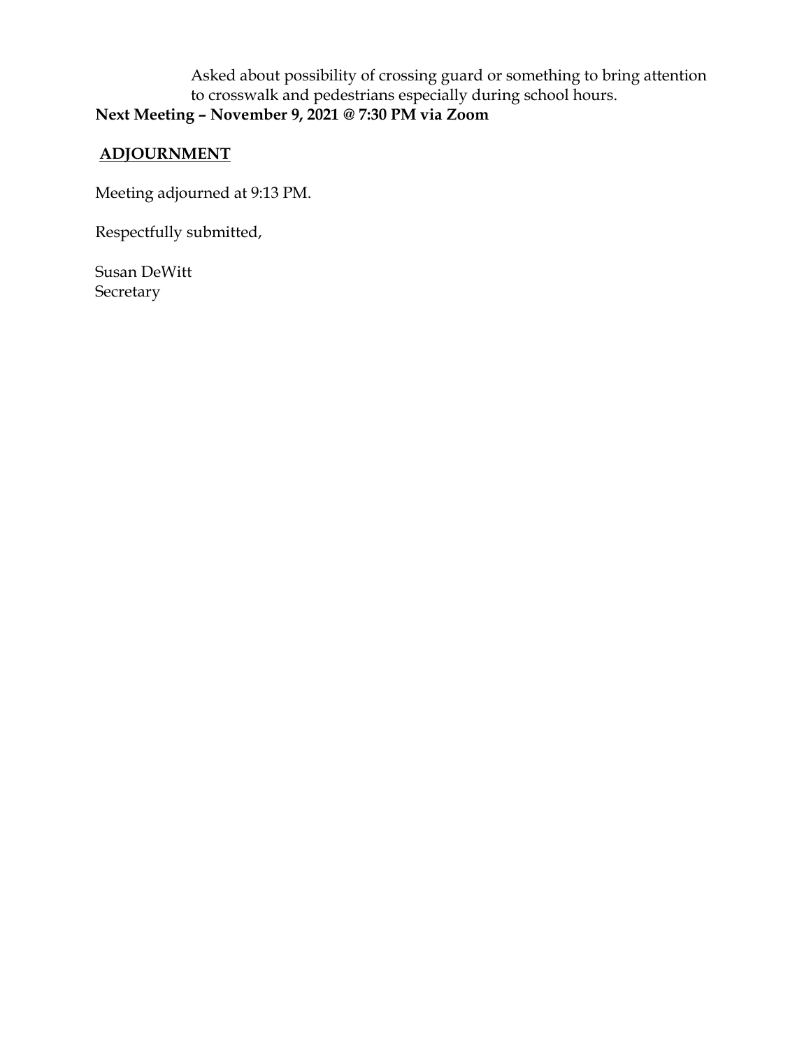Asked about possibility of crossing guard or something to bring attention to crosswalk and pedestrians especially during school hours.

**Next Meeting – November 9, 2021 @ 7:30 PM via Zoom**

## ADJOURNMENT

Meeting adjourned at 9:13 PM.

Respectfully submitted,

Susan DeWitt  
Secretary